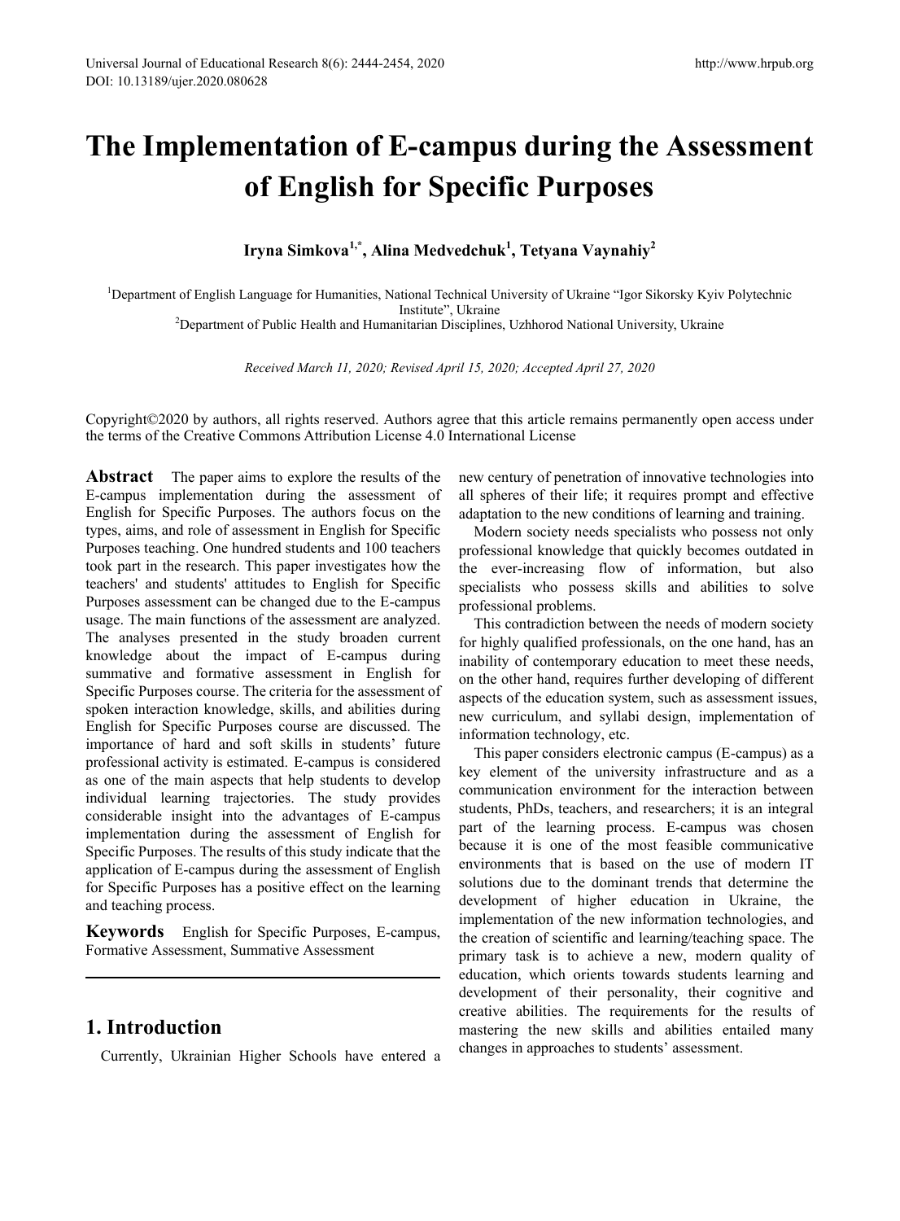# The Implementation of E-campus during the Assessment of English for Specific Purposes

**Iryna Simkova[1,*], Alina Medvedchuk[1], Tetyana Vaynahiy[2]**

[1]Department of English Language for Humanities, National Technical University of Ukraine "Igor Sikorsky Kyiv Polytechnic Institute", Ukraine
[2]Department of Public Health and Humanitarian Disciplines, Uzhhorod National University, Ukraine

*Received March 11, 2020; Revised April 15, 2020; Accepted April 27, 2020*

Copyright©2020 by authors, all rights reserved. Authors agree that this article remains permanently open access under the terms of the Creative Commons Attribution License 4.0 International License

**Abstract** The paper aims to explore the results of the E-campus implementation during the assessment of English for Specific Purposes. The authors focus on the types, aims, and role of assessment in English for Specific Purposes teaching. One hundred students and 100 teachers took part in the research. This paper investigates how the teachers' and students' attitudes to English for Specific Purposes assessment can be changed due to the E-campus usage. The main functions of the assessment are analyzed. The analyses presented in the study broaden current knowledge about the impact of E-campus during summative and formative assessment in English for Specific Purposes course. The criteria for the assessment of spoken interaction knowledge, skills, and abilities during English for Specific Purposes course are discussed. The importance of hard and soft skills in students' future professional activity is estimated. E-campus is considered as one of the main aspects that help students to develop individual learning trajectories. The study provides considerable insight into the advantages of E-campus implementation during the assessment of English for Specific Purposes. The results of this study indicate that the application of E-campus during the assessment of English for Specific Purposes has a positive effect on the learning and teaching process.

**Keywords** English for Specific Purposes, E-campus, Formative Assessment, Summative Assessment

## 1. Introduction

Currently, Ukrainian Higher Schools have entered a new century of penetration of innovative technologies into all spheres of their life; it requires prompt and effective adaptation to the new conditions of learning and training.

Modern society needs specialists who possess not only professional knowledge that quickly becomes outdated in the ever-increasing flow of information, but also specialists who possess skills and abilities to solve professional problems.

This contradiction between the needs of modern society for highly qualified professionals, on the one hand, has an inability of contemporary education to meet these needs, on the other hand, requires further developing of different aspects of the education system, such as assessment issues, new curriculum, and syllabi design, implementation of information technology, etc.

This paper considers electronic campus (E-campus) as a key element of the university infrastructure and as a communication environment for the interaction between students, PhDs, teachers, and researchers; it is an integral part of the learning process. E-campus was chosen because it is one of the most feasible communicative environments that is based on the use of modern IT solutions due to the dominant trends that determine the development of higher education in Ukraine, the implementation of the new information technologies, and the creation of scientific and learning/teaching space. The primary task is to achieve a new, modern quality of education, which orients towards students learning and development of their personality, their cognitive and creative abilities. The requirements for the results of mastering the new skills and abilities entailed many changes in approaches to students' assessment.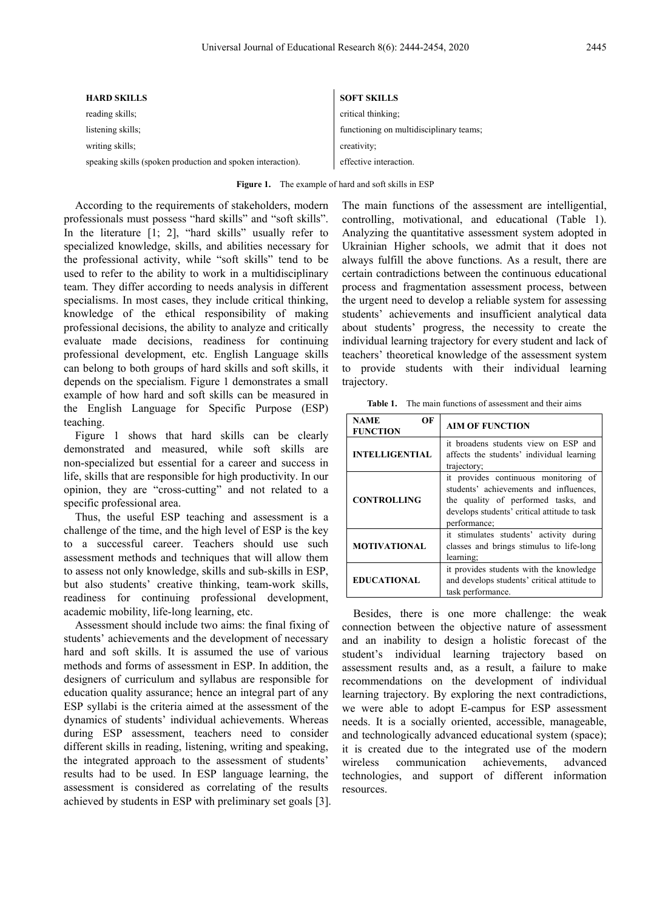| HARD SKILLS | SOFT SKILLS |
|---|---|
| reading skills; | critical thinking; |
| listening skills; | functioning on multidisciplinary teams; |
| writing skills; | creativity; |
| speaking skills (spoken production and spoken interaction). | effective interaction. |

**Figure 1.** The example of hard and soft skills in ESP

According to the requirements of stakeholders, modern professionals must possess "hard skills" and "soft skills". In the literature [1; 2], "hard skills" usually refer to specialized knowledge, skills, and abilities necessary for the professional activity, while "soft skills" tend to be used to refer to the ability to work in a multidisciplinary team. They differ according to needs analysis in different specialisms. In most cases, they include critical thinking, knowledge of the ethical responsibility of making professional decisions, the ability to analyze and critically evaluate made decisions, readiness for continuing professional development, etc. English Language skills can belong to both groups of hard skills and soft skills, it depends on the specialism. Figure 1 demonstrates a small example of how hard and soft skills can be measured in the English Language for Specific Purpose (ESP) teaching.

Figure 1 shows that hard skills can be clearly demonstrated and measured, while soft skills are non-specialized but essential for a career and success in life, skills that are responsible for high productivity. In our opinion, they are "cross-cutting" and not related to a specific professional area.

Thus, the useful ESP teaching and assessment is a challenge of the time, and the high level of ESP is the key to a successful career. Teachers should use such assessment methods and techniques that will allow them to assess not only knowledge, skills and sub-skills in ESP, but also students' creative thinking, team-work skills, readiness for continuing professional development, academic mobility, life-long learning, etc.

Assessment should include two aims: the final fixing of students' achievements and the development of necessary hard and soft skills. It is assumed the use of various methods and forms of assessment in ESP. In addition, the designers of curriculum and syllabus are responsible for education quality assurance; hence an integral part of any ESP syllabi is the criteria aimed at the assessment of the dynamics of students' individual achievements. Whereas during ESP assessment, teachers need to consider different skills in reading, listening, writing and speaking, the integrated approach to the assessment of students' results had to be used. In ESP language learning, the assessment is considered as correlating of the results achieved by students in ESP with preliminary set goals [3].

The main functions of the assessment are intelligential, controlling, motivational, and educational (Table 1). Analyzing the quantitative assessment system adopted in Ukrainian Higher schools, we admit that it does not always fulfill the above functions. As a result, there are certain contradictions between the continuous educational process and fragmentation assessment process, between the urgent need to develop a reliable system for assessing students' achievements and insufficient analytical data about students' progress, the necessity to create the individual learning trajectory for every student and lack of teachers' theoretical knowledge of the assessment system to provide students with their individual learning trajectory.

**Table 1.** The main functions of assessment and their aims

| NAME OF FUNCTION | AIM OF FUNCTION |
|---|---|
| INTELLIGENTIAL | it broadens students view on ESP and affects the students' individual learning trajectory; |
| CONTROLLING | it provides continuous monitoring of students' achievements and influences, the quality of performed tasks, and develops students' critical attitude to task performance; |
| MOTIVATIONAL | it stimulates students' activity during classes and brings stimulus to life-long learning; |
| EDUCATIONAL | it provides students with the knowledge and develops students' critical attitude to task performance. |

Besides, there is one more challenge: the weak connection between the objective nature of assessment and an inability to design a holistic forecast of the student's individual learning trajectory based on assessment results and, as a result, a failure to make recommendations on the development of individual learning trajectory. By exploring the next contradictions, we were able to adopt E-campus for ESP assessment needs. It is a socially oriented, accessible, manageable, and technologically advanced educational system (space); it is created due to the integrated use of the modern wireless communication achievements, advanced technologies, and support of different information resources.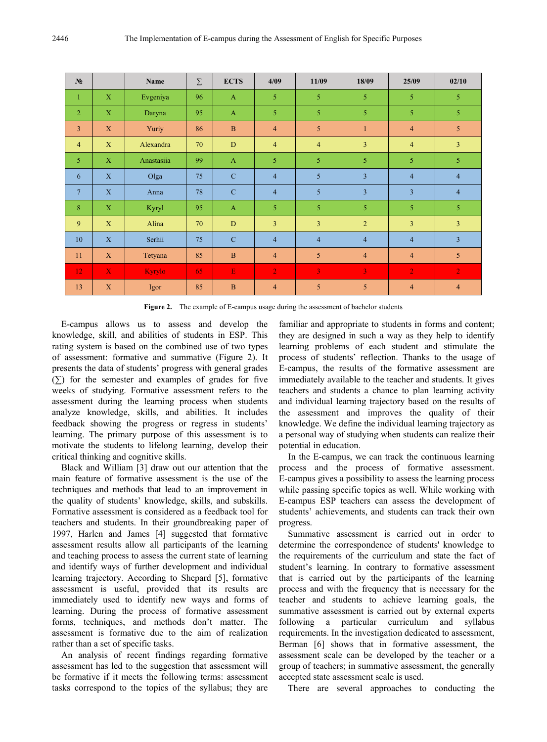| № | | Name | ∑ | ECTS | 4/09 | 11/09 | 18/09 | 25/09 | 02/10 |
|---|---|---|---|---|---|---|---|---|---|
| 1 | X | Evgeniya | 96 | A | 5 | 5 | 5 | 5 | 5 |
| 2 | X | Daryna | 95 | A | 5 | 5 | 5 | 5 | 5 |
| 3 | X | Yuriy | 86 | B | 4 | 5 | 1 | 4 | 5 |
| 4 | X | Alexandra | 70 | D | 4 | 4 | 3 | 4 | 3 |
| 5 | X | Anastasiia | 99 | A | 5 | 5 | 5 | 5 | 5 |
| 6 | X | Olga | 75 | C | 4 | 5 | 3 | 4 | 4 |
| 7 | X | Anna | 78 | C | 4 | 5 | 3 | 3 | 4 |
| 8 | X | Kyryl | 95 | A | 5 | 5 | 5 | 5 | 5 |
| 9 | X | Alina | 70 | D | 3 | 3 | 2 | 3 | 3 |
| 10 | X | Serhii | 75 | C | 4 | 4 | 4 | 4 | 3 |
| 11 | X | Tetyana | 85 | B | 4 | 5 | 4 | 4 | 5 |
| 12 | X | Kyrylo | 65 | E | 2 | 3 | 3 | 2 | 2 |
| 13 | X | Igor | 85 | B | 4 | 5 | 5 | 4 | 4 |

**Figure 2.** The example of E-campus usage during the assessment of bachelor students

E-campus allows us to assess and develop the knowledge, skill, and abilities of students in ESP. This rating system is based on the combined use of two types of assessment: formative and summative (Figure 2). It presents the data of students' progress with general grades (∑) for the semester and examples of grades for five weeks of studying. Formative assessment refers to the assessment during the learning process when students analyze knowledge, skills, and abilities. It includes feedback showing the progress or regress in students' learning. The primary purpose of this assessment is to motivate the students to lifelong learning, develop their critical thinking and cognitive skills.

Black and William [3] draw out our attention that the main feature of formative assessment is the use of the techniques and methods that lead to an improvement in the quality of students' knowledge, skills, and subskills. Formative assessment is considered as a feedback tool for teachers and students. In their groundbreaking paper of 1997, Harlen and James [4] suggested that formative assessment results allow all participants of the learning and teaching process to assess the current state of learning and identify ways of further development and individual learning trajectory. According to Shepard [5], formative assessment is useful, provided that its results are immediately used to identify new ways and forms of learning. During the process of formative assessment forms, techniques, and methods don't matter. The assessment is formative due to the aim of realization rather than a set of specific tasks.

An analysis of recent findings regarding formative assessment has led to the suggestion that assessment will be formative if it meets the following terms: assessment tasks correspond to the topics of the syllabus; they are familiar and appropriate to students in forms and content; they are designed in such a way as they help to identify learning problems of each student and stimulate the process of students' reflection. Thanks to the usage of E-campus, the results of the formative assessment are immediately available to the teacher and students. It gives teachers and students a chance to plan learning activity and individual learning trajectory based on the results of the assessment and improves the quality of their knowledge. We define the individual learning trajectory as a personal way of studying when students can realize their potential in education.

In the E-campus, we can track the continuous learning process and the process of formative assessment. E-campus gives a possibility to assess the learning process while passing specific topics as well. While working with E-campus ESP teachers can assess the development of students' achievements, and students can track their own progress.

Summative assessment is carried out in order to determine the correspondence of students' knowledge to the requirements of the curriculum and state the fact of student's learning. In contrary to formative assessment that is carried out by the participants of the learning process and with the frequency that is necessary for the teacher and students to achieve learning goals, the summative assessment is carried out by external experts following a particular curriculum and syllabus requirements. In the investigation dedicated to assessment, Berman [6] shows that in formative assessment, the assessment scale can be developed by the teacher or a group of teachers; in summative assessment, the generally accepted state assessment scale is used.

There are several approaches to conducting the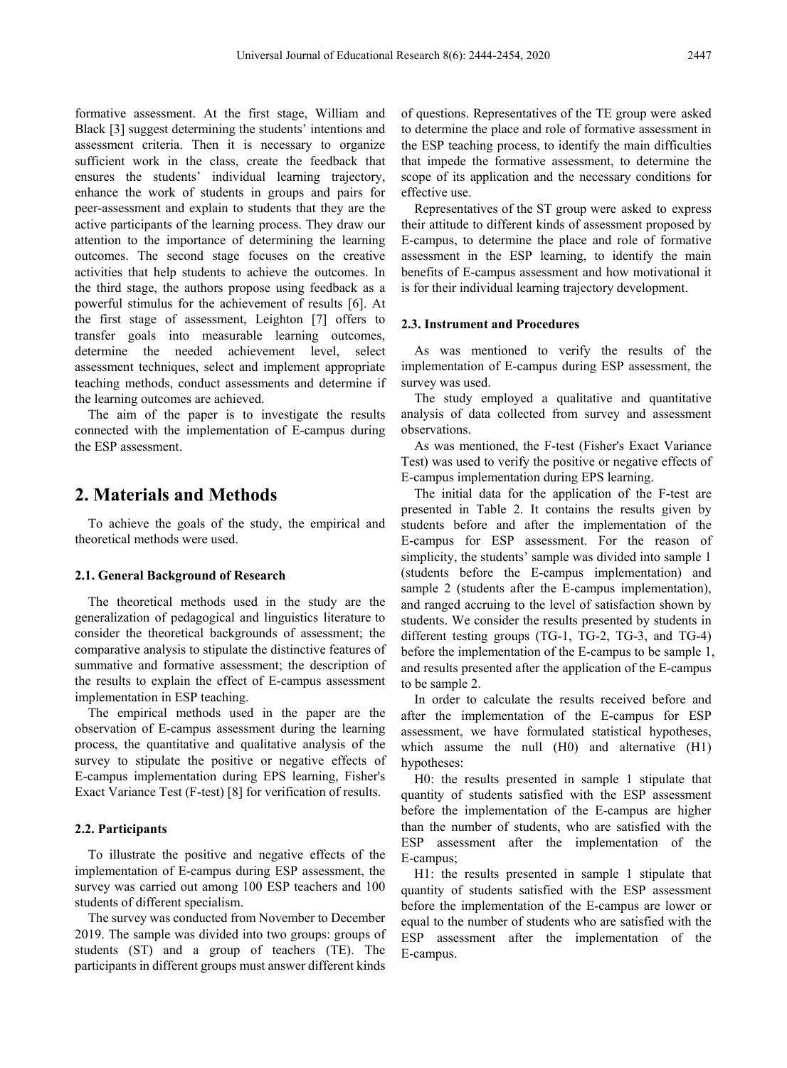formative assessment. At the first stage, William and Black [3] suggest determining the students' intentions and assessment criteria. Then it is necessary to organize sufficient work in the class, create the feedback that ensures the students' individual learning trajectory, enhance the work of students in groups and pairs for peer-assessment and explain to students that they are the active participants of the learning process. They draw our attention to the importance of determining the learning outcomes. The second stage focuses on the creative activities that help students to achieve the outcomes. In the third stage, the authors propose using feedback as a powerful stimulus for the achievement of results [6]. At the first stage of assessment, Leighton [7] offers to transfer goals into measurable learning outcomes, determine the needed achievement level, select assessment techniques, select and implement appropriate teaching methods, conduct assessments and determine if the learning outcomes are achieved.

The aim of the paper is to investigate the results connected with the implementation of E-campus during the ESP assessment.

## 2. Materials and Methods

To achieve the goals of the study, the empirical and theoretical methods were used.

### 2.1. General Background of Research

The theoretical methods used in the study are the generalization of pedagogical and linguistics literature to consider the theoretical backgrounds of assessment; the comparative analysis to stipulate the distinctive features of summative and formative assessment; the description of the results to explain the effect of E-campus assessment implementation in ESP teaching.

The empirical methods used in the paper are the observation of E-campus assessment during the learning process, the quantitative and qualitative analysis of the survey to stipulate the positive or negative effects of E-campus implementation during EPS learning, Fisher's Exact Variance Test (F-test) [8] for verification of results.

### 2.2. Participants

To illustrate the positive and negative effects of the implementation of E-campus during ESP assessment, the survey was carried out among 100 ESP teachers and 100 students of different specialism.

The survey was conducted from November to December 2019. The sample was divided into two groups: groups of students (ST) and a group of teachers (TE). The participants in different groups must answer different kinds of questions. Representatives of the TE group were asked to determine the place and role of formative assessment in the ESP teaching process, to identify the main difficulties that impede the formative assessment, to determine the scope of its application and the necessary conditions for effective use.

Representatives of the ST group were asked to express their attitude to different kinds of assessment proposed by E-campus, to determine the place and role of formative assessment in the ESP learning, to identify the main benefits of E-campus assessment and how motivational it is for their individual learning trajectory development.

### 2.3. Instrument and Procedures

As was mentioned to verify the results of the implementation of E-campus during ESP assessment, the survey was used.

The study employed a qualitative and quantitative analysis of data collected from survey and assessment observations.

As was mentioned, the F-test (Fisher's Exact Variance Test) was used to verify the positive or negative effects of E-campus implementation during EPS learning.

The initial data for the application of the F-test are presented in Table 2. It contains the results given by students before and after the implementation of the E-campus for ESP assessment. For the reason of simplicity, the students' sample was divided into sample 1 (students before the E-campus implementation) and sample 2 (students after the E-campus implementation), and ranged accruing to the level of satisfaction shown by students. We consider the results presented by students in different testing groups (TG-1, TG-2, TG-3, and TG-4) before the implementation of the E-campus to be sample 1, and results presented after the application of the E-campus to be sample 2.

In order to calculate the results received before and after the implementation of the E-campus for ESP assessment, we have formulated statistical hypotheses, which assume the null (H0) and alternative (H1) hypotheses:

H0: the results presented in sample 1 stipulate that quantity of students satisfied with the ESP assessment before the implementation of the E-campus are higher than the number of students, who are satisfied with the ESP assessment after the implementation of the E-campus;

H1: the results presented in sample 1 stipulate that quantity of students satisfied with the ESP assessment before the implementation of the E-campus are lower or equal to the number of students who are satisfied with the ESP assessment after the implementation of the E-campus.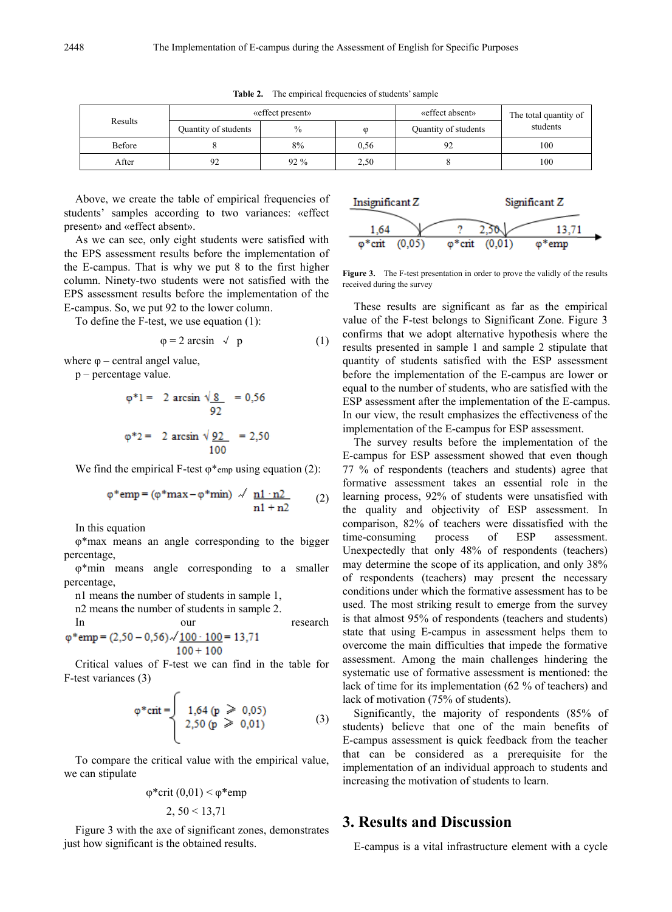**Table 2.** The empirical frequencies of students' sample

| Results | «effect present» | | | «effect absent» | The total quantity of students |
|---|---|---|---|---|---|
| | Quantity of students | % | φ | Quantity of students | |
| Before | 8 | 8% | 0,56 | 92 | 100 |
| After | 92 | 92 % | 2,50 | 8 | 100 |

Above, we create the table of empirical frequencies of students' samples according to two variances: «effect present» and «effect absent».

As we can see, only eight students were satisfied with the EPS assessment results before the implementation of the E-campus. That is why we put 8 to the first higher column. Ninety-two students were not satisfied with the EPS assessment results before the implementation of the E-campus. So, we put 92 to the lower column.

To define the F-test, we use equation (1):

$$\varphi = 2 \arcsin \sqrt{p} \quad (1)$$

where φ – central angel value,

p – percentage value.

$$\varphi^{*}1 = 2 \arcsin \sqrt{\frac{8}{92}} = 0{,}56$$

$$\varphi^{*}2 = 2 \arcsin \sqrt{\frac{92}{100}} = 2{,}50$$

We find the empirical F-test $\varphi^{*}_{emp}$ using equation (2):

$$\varphi^{*}emp = (\varphi^{*}max - \varphi^{*}min) \sqrt{\frac{n1 \cdot n2}{n1 + n2}} \quad (2)$$

In this equation

φ*max means an angle corresponding to the bigger percentage,

φ*min means angle corresponding to a smaller percentage,

n1 means the number of students in sample 1,

n2 means the number of students in sample 2.

In our research

$$\varphi^{*}emp = (2{,}50 - 0{,}56) \sqrt{\frac{100 \cdot 100}{100 + 100}} = 13{,}71$$

Critical values of F-test we can find in the table for F-test variances (3)

$$\varphi^{*}crit = \begin{cases} 1{,}64 \ (p \geqslant 0{,}05) \\ 2{,}50 \ (p \geqslant 0{,}01) \end{cases} \quad (3)$$

To compare the critical value with the empirical value, we can stipulate

$$\varphi^{*}crit\ (0{,}01) < \varphi^{*}emp$$

$$2{,}50 < 13{,}71$$

Figure 3 with the axe of significant zones, demonstrates just how significant is the obtained results.

Insignificant Z

Significant Z

1,64

?

2,50

13,71

φ*crit (0,05)

φ*crit (0,01)

φ*emp

**Figure 3.** The F-test presentation in order to prove the validly of the results received during the survey

These results are significant as far as the empirical value of the F-test belongs to Significant Zone. Figure 3 confirms that we adopt alternative hypothesis where the results presented in sample 1 and sample 2 stipulate that quantity of students satisfied with the ESP assessment before the implementation of the E-campus are lower or equal to the number of students, who are satisfied with the ESP assessment after the implementation of the E-campus. In our view, the result emphasizes the effectiveness of the implementation of the E-campus for ESP assessment.

The survey results before the implementation of the E-campus for ESP assessment showed that even though 77 % of respondents (teachers and students) agree that formative assessment takes an essential role in the learning process, 92% of students were unsatisfied with the quality and objectivity of ESP assessment. In comparison, 82% of teachers were dissatisfied with the time-consuming process of ESP assessment. Unexpectedly that only 48% of respondents (teachers) may determine the scope of its application, and only 38% of respondents (teachers) may present the necessary conditions under which the formative assessment has to be used. The most striking result to emerge from the survey is that almost 95% of respondents (teachers and students) state that using E-campus in assessment helps them to overcome the main difficulties that impede the formative assessment. Among the main challenges hindering the systematic use of formative assessment is mentioned: the lack of time for its implementation (62 % of teachers) and lack of motivation (75% of students).

Significantly, the majority of respondents (85% of students) believe that one of the main benefits of E-campus assessment is quick feedback from the teacher that can be considered as a prerequisite for the implementation of an individual approach to students and increasing the motivation of students to learn.

## 3. Results and Discussion

E-campus is a vital infrastructure element with a cycle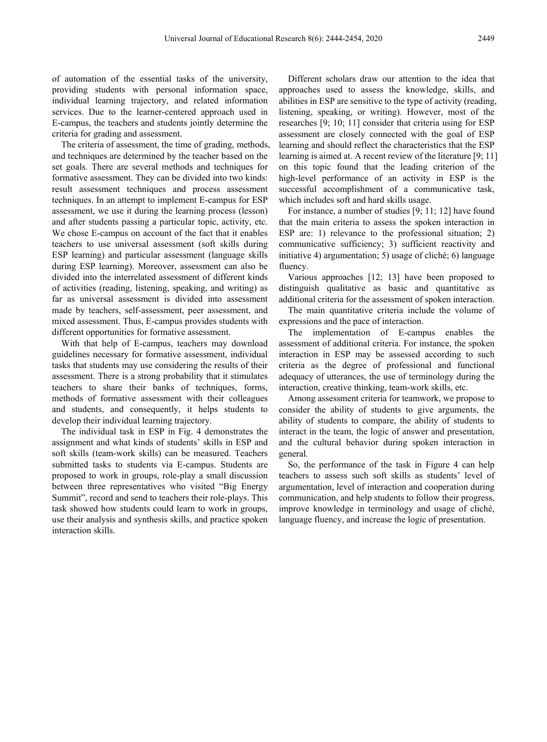of automation of the essential tasks of the university, providing students with personal information space, individual learning trajectory, and related information services. Due to the learner-centered approach used in E-campus, the teachers and students jointly determine the criteria for grading and assessment.

The criteria of assessment, the time of grading, methods, and techniques are determined by the teacher based on the set goals. There are several methods and techniques for formative assessment. They can be divided into two kinds: result assessment techniques and process assessment techniques. In an attempt to implement E-campus for ESP assessment, we use it during the learning process (lesson) and after students passing a particular topic, activity, etc. We chose E-campus on account of the fact that it enables teachers to use universal assessment (soft skills during ESP learning) and particular assessment (language skills during ESP learning). Moreover, assessment can also be divided into the interrelated assessment of different kinds of activities (reading, listening, speaking, and writing) as far as universal assessment is divided into assessment made by teachers, self-assessment, peer assessment, and mixed assessment. Thus, E-campus provides students with different opportunities for formative assessment.

With that help of E-campus, teachers may download guidelines necessary for formative assessment, individual tasks that students may use considering the results of their assessment. There is a strong probability that it stimulates teachers to share their banks of techniques, forms, methods of formative assessment with their colleagues and students, and consequently, it helps students to develop their individual learning trajectory.

The individual task in ESP in Fig. 4 demonstrates the assignment and what kinds of students' skills in ESP and soft skills (team-work skills) can be measured. Teachers submitted tasks to students via E-campus. Students are proposed to work in groups, role-play a small discussion between three representatives who visited "Big Energy Summit", record and send to teachers their role-plays. This task showed how students could learn to work in groups, use their analysis and synthesis skills, and practice spoken interaction skills.

Different scholars draw our attention to the idea that approaches used to assess the knowledge, skills, and abilities in ESP are sensitive to the type of activity (reading, listening, speaking, or writing). However, most of the researches [9; 10; 11] consider that criteria using for ESP assessment are closely connected with the goal of ESP learning and should reflect the characteristics that the ESP learning is aimed at. A recent review of the literature [9; 11] on this topic found that the leading criterion of the high-level performance of an activity in ESP is the successful accomplishment of a communicative task, which includes soft and hard skills usage.

For instance, a number of studies [9; 11; 12] have found that the main criteria to assess the spoken interaction in ESP are: 1) relevance to the professional situation; 2) communicative sufficiency; 3) sufficient reactivity and initiative 4) argumentation; 5) usage of cliché; 6) language fluency.

Various approaches [12; 13] have been proposed to distinguish qualitative as basic and quantitative as additional criteria for the assessment of spoken interaction.

The main quantitative criteria include the volume of expressions and the pace of interaction.

The implementation of E-campus enables the assessment of additional criteria. For instance, the spoken interaction in ESP may be assessed according to such criteria as the degree of professional and functional adequacy of utterances, the use of terminology during the interaction, creative thinking, team-work skills, etc.

Among assessment criteria for teamwork, we propose to consider the ability of students to give arguments, the ability of students to compare, the ability of students to interact in the team, the logic of answer and presentation, and the cultural behavior during spoken interaction in general.

So, the performance of the task in Figure 4 can help teachers to assess such soft skills as students' level of argumentation, level of interaction and cooperation during communication, and help students to follow their progress, improve knowledge in terminology and usage of cliché, language fluency, and increase the logic of presentation.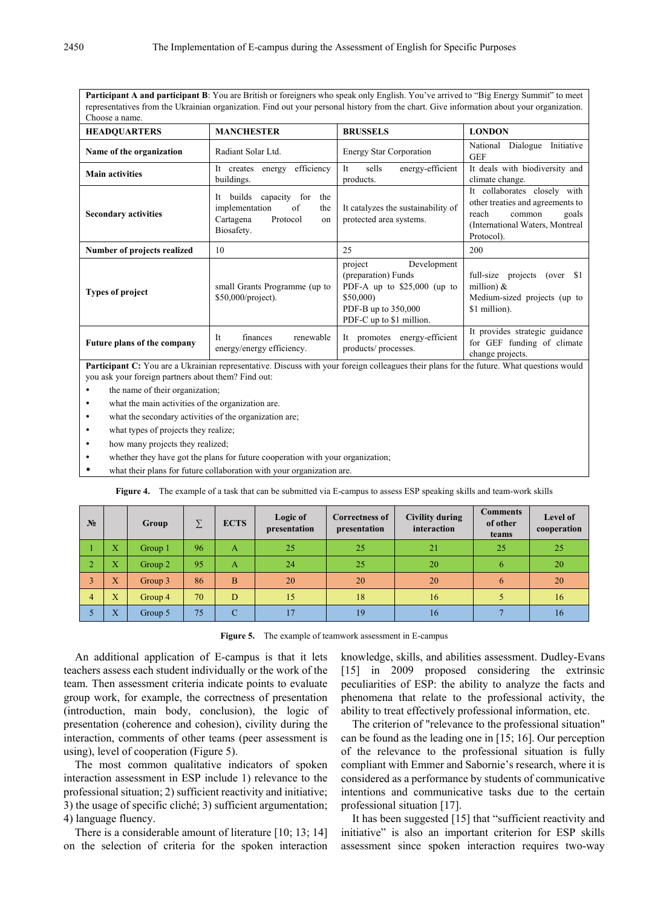| **Participant A and participant B**: You are British or foreigners who speak only English. You've arrived to "Big Energy Summit" to meet representatives from the Ukrainian organization. Find out your personal history from the chart. Give information about your organization. Choose a name. | | | |
|---|---|---|---|
| **HEADQUARTERS** | **MANCHESTER** | **BRUSSELS** | **LONDON** |
| **Name of the organization** | Radiant Solar Ltd. | Energy Star Corporation | National Dialogue Initiative GEF |
| **Main activities** | It creates energy efficiency buildings. | It sells energy-efficient products. | It deals with biodiversity and climate change. |
| **Secondary activities** | It builds capacity for the implementation of the Cartagena Protocol on Biosafety. | It catalyzes the sustainability of protected area systems. | It collaborates closely with other treaties and agreements to reach common goals (International Waters, Montreal Protocol). |
| **Number of projects realized** | 10 | 25 | 200 |
| **Types of project** | small Grants Programme (up to $50,000/project). | project Development (preparation) Funds PDF-A up to $25,000 (up to $50,000) PDF-B up to 350,000 PDF-C up to $1 million. | full-size projects (over $1 million) & Medium-sized projects (up to $1 million). |
| **Future plans of the company** | It finances renewable energy/energy efficiency. | It promotes energy-efficient products/ processes. | It provides strategic guidance for GEF funding of climate change projects. |

**Participant C:** You are a Ukrainian representative. Discuss with your foreign colleagues their plans for the future. What questions would you ask your foreign partners about them? Find out:

- the name of their organization;
- what the main activities of the organization are.
- what the secondary activities of the organization are;
- what types of projects they realize;
- how many projects they realized;
- whether they have got the plans for future cooperation with your organization;
- what their plans for future collaboration with your organization are.

**Figure 4.** The example of a task that can be submitted via E-campus to assess ESP speaking skills and team-work skills

| № | | Group | ∑ | ECTS | Logic of presentation | Correctness of presentation | Civility during interaction | Comments of other teams | Level of cooperation |
|---|---|---|---|---|---|---|---|---|---|
| 1 | X | Group 1 | 96 | A | 25 | 25 | 21 | 25 | 25 |
| 2 | X | Group 2 | 95 | A | 24 | 25 | 20 | 6 | 20 |
| 3 | X | Group 3 | 86 | B | 20 | 20 | 20 | 6 | 20 |
| 4 | X | Group 4 | 70 | D | 15 | 18 | 16 | 5 | 16 |
| 5 | X | Group 5 | 75 | C | 17 | 19 | 16 | 7 | 16 |

**Figure 5.** The example of teamwork assessment in E-campus

An additional application of E-campus is that it lets teachers assess each student individually or the work of the team. Then assessment criteria indicate points to evaluate group work, for example, the correctness of presentation (introduction, main body, conclusion), the logic of presentation (coherence and cohesion), civility during the interaction, comments of other teams (peer assessment is using), level of cooperation (Figure 5).

The most common qualitative indicators of spoken interaction assessment in ESP include 1) relevance to the professional situation; 2) sufficient reactivity and initiative; 3) the usage of specific cliché; 3) sufficient argumentation; 4) language fluency.

There is a considerable amount of literature [10; 13; 14] on the selection of criteria for the spoken interaction knowledge, skills, and abilities assessment. Dudley-Evans [15] in 2009 proposed considering the extrinsic peculiarities of ESP: the ability to analyze the facts and phenomena that relate to the professional activity, the ability to treat effectively professional information, etc.

The criterion of "relevance to the professional situation" can be found as the leading one in [15; 16]. Our perception of the relevance to the professional situation is fully compliant with Emmer and Sabornie's research, where it is considered as a performance by students of communicative intentions and communicative tasks due to the certain professional situation [17].

It has been suggested [15] that "sufficient reactivity and initiative" is also an important criterion for ESP skills assessment since spoken interaction requires two-way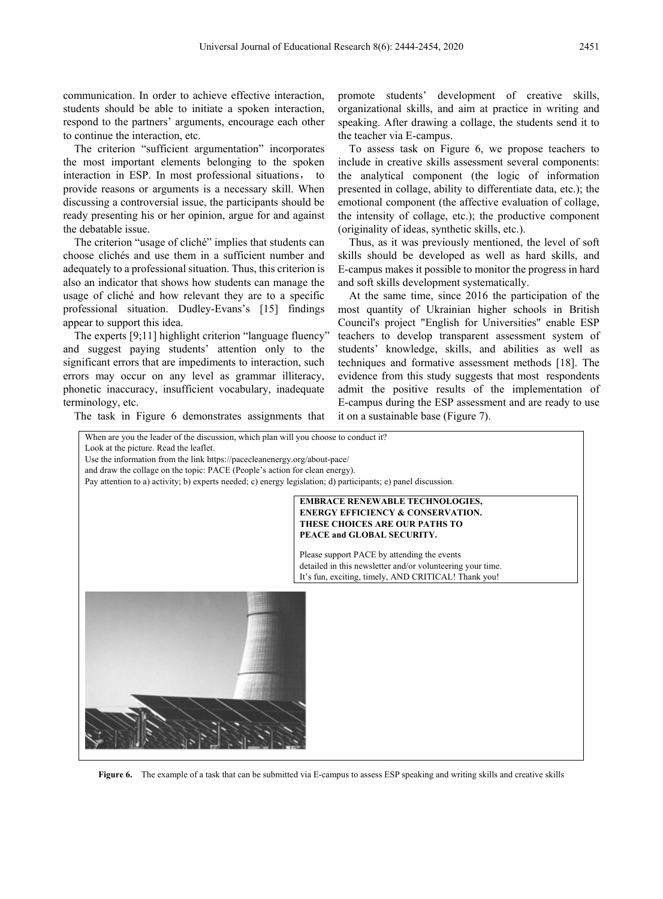communication. In order to achieve effective interaction, students should be able to initiate a spoken interaction, respond to the partners' arguments, encourage each other to continue the interaction, etc.

The criterion "sufficient argumentation" incorporates the most important elements belonging to the spoken interaction in ESP. In most professional situations， to provide reasons or arguments is a necessary skill. When discussing a controversial issue, the participants should be ready presenting his or her opinion, argue for and against the debatable issue.

The criterion "usage of cliché" implies that students can choose clichés and use them in a sufficient number and adequately to a professional situation. Thus, this criterion is also an indicator that shows how students can manage the usage of cliché and how relevant they are to a specific professional situation. Dudley-Evans's [15] findings appear to support this idea.

The experts [9;11] highlight criterion "language fluency" and suggest paying students' attention only to the significant errors that are impediments to interaction, such errors may occur on any level as grammar illiteracy, phonetic inaccuracy, insufficient vocabulary, inadequate terminology, etc.

The task in Figure 6 demonstrates assignments that promote students' development of creative skills, organizational skills, and aim at practice in writing and speaking. After drawing a collage, the students send it to the teacher via E-campus.

To assess task on Figure 6, we propose teachers to include in creative skills assessment several components: the analytical component (the logic of information presented in collage, ability to differentiate data, etc.); the emotional component (the affective evaluation of collage, the intensity of collage, etc.); the productive component (originality of ideas, synthetic skills, etc.).

Thus, as it was previously mentioned, the level of soft skills should be developed as well as hard skills, and E-campus makes it possible to monitor the progress in hard and soft skills development systematically.

At the same time, since 2016 the participation of the most quantity of Ukrainian higher schools in British Council's project "English for Universities" enable ESP teachers to develop transparent assessment system of students' knowledge, skills, and abilities as well as techniques and formative assessment methods [18]. The evidence from this study suggests that most respondents admit the positive results of the implementation of E-campus during the ESP assessment and are ready to use it on a sustainable base (Figure 7).

When are you the leader of the discussion, which plan will you choose to conduct it?
Look at the picture. Read the leaflet.
Use the information from the link https://pacecleanenergy.org/about-pace/
and draw the collage on the topic: PACE (People's action for clean energy).
Pay attention to a) activity; b) experts needed; c) energy legislation; d) participants; e) panel discussion.

**EMBRACE RENEWABLE TECHNOLOGIES, ENERGY EFFICIENCY & CONSERVATION. THESE CHOICES ARE OUR PATHS TO PEACE and GLOBAL SECURITY.**

Please support PACE by attending the events detailed in this newsletter and/or volunteering your time. It's fun, exciting, timely, AND CRITICAL! Thank you!

**Figure 6.** The example of a task that can be submitted via E-campus to assess ESP speaking and writing skills and creative skills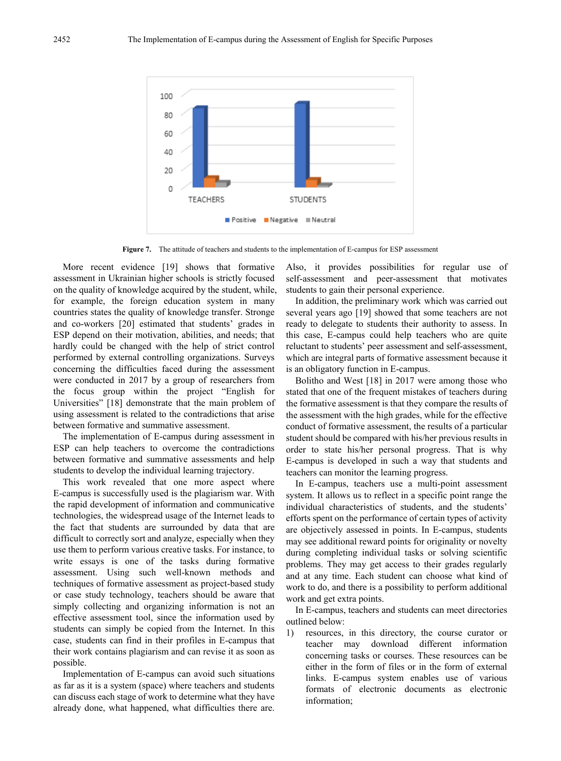**Figure 7.** The attitude of teachers and students to the implementation of E-campus for ESP assessment

More recent evidence [19] shows that formative assessment in Ukrainian higher schools is strictly focused on the quality of knowledge acquired by the student, while, for example, the foreign education system in many countries states the quality of knowledge transfer. Stronge and co-workers [20] estimated that students' grades in ESP depend on their motivation, abilities, and needs; that hardly could be changed with the help of strict control performed by external controlling organizations. Surveys concerning the difficulties faced during the assessment were conducted in 2017 by a group of researchers from the focus group within the project "English for Universities" [18] demonstrate that the main problem of using assessment is related to the contradictions that arise between formative and summative assessment.

The implementation of E-campus during assessment in ESP can help teachers to overcome the contradictions between formative and summative assessments and help students to develop the individual learning trajectory.

This work revealed that one more aspect where E-campus is successfully used is the plagiarism war. With the rapid development of information and communicative technologies, the widespread usage of the Internet leads to the fact that students are surrounded by data that are difficult to correctly sort and analyze, especially when they use them to perform various creative tasks. For instance, to write essays is one of the tasks during formative assessment. Using such well-known methods and techniques of formative assessment as project-based study or case study technology, teachers should be aware that simply collecting and organizing information is not an effective assessment tool, since the information used by students can simply be copied from the Internet. In this case, students can find in their profiles in E-campus that their work contains plagiarism and can revise it as soon as possible.

Implementation of E-campus can avoid such situations as far as it is a system (space) where teachers and students can discuss each stage of work to determine what they have already done, what happened, what difficulties there are. Also, it provides possibilities for regular use of self-assessment and peer-assessment that motivates students to gain their personal experience.

In addition, the preliminary work which was carried out several years ago [19] showed that some teachers are not ready to delegate to students their authority to assess. In this case, E-campus could help teachers who are quite reluctant to students' peer assessment and self-assessment, which are integral parts of formative assessment because it is an obligatory function in E-campus.

Bolitho and West [18] in 2017 were among those who stated that one of the frequent mistakes of teachers during the formative assessment is that they compare the results of the assessment with the high grades, while for the effective conduct of formative assessment, the results of a particular student should be compared with his/her previous results in order to state his/her personal progress. That is why E-campus is developed in such a way that students and teachers can monitor the learning progress.

In E-campus, teachers use a multi-point assessment system. It allows us to reflect in a specific point range the individual characteristics of students, and the students' efforts spent on the performance of certain types of activity are objectively assessed in points. In E-campus, students may see additional reward points for originality or novelty during completing individual tasks or solving scientific problems. They may get access to their grades regularly and at any time. Each student can choose what kind of work to do, and there is a possibility to perform additional work and get extra points.

In E-campus, teachers and students can meet directories outlined below:

1) resources, in this directory, the course curator or teacher may download different information concerning tasks or courses. These resources can be either in the form of files or in the form of external links. E-campus system enables use of various formats of electronic documents as electronic information;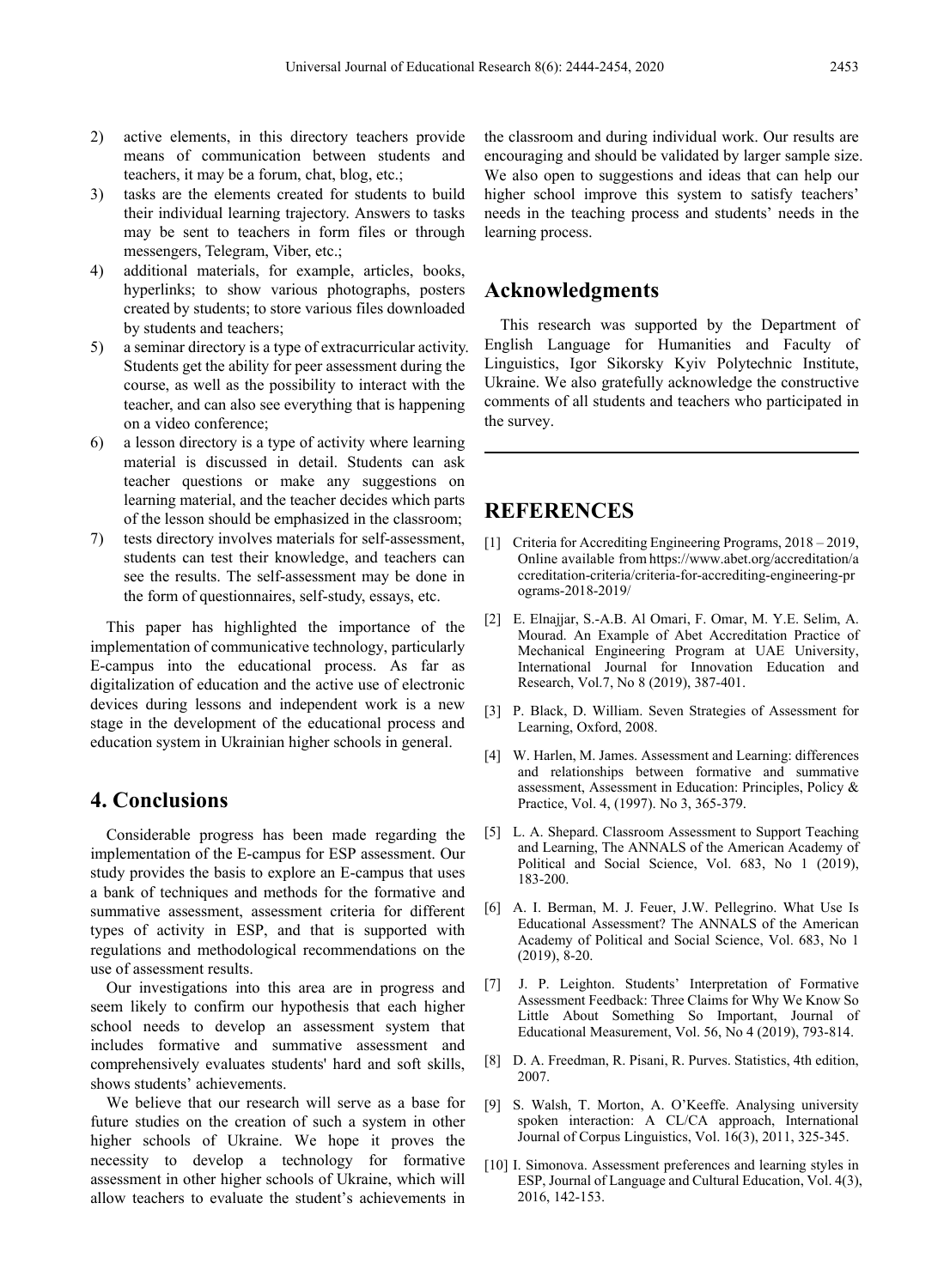2) active elements, in this directory teachers provide means of communication between students and teachers, it may be a forum, chat, blog, etc.;
3) tasks are the elements created for students to build their individual learning trajectory. Answers to tasks may be sent to teachers in form files or through messengers, Telegram, Viber, etc.;
4) additional materials, for example, articles, books, hyperlinks; to show various photographs, posters created by students; to store various files downloaded by students and teachers;
5) a seminar directory is a type of extracurricular activity. Students get the ability for peer assessment during the course, as well as the possibility to interact with the teacher, and can also see everything that is happening on a video conference;
6) a lesson directory is a type of activity where learning material is discussed in detail. Students can ask teacher questions or make any suggestions on learning material, and the teacher decides which parts of the lesson should be emphasized in the classroom;
7) tests directory involves materials for self-assessment, students can test their knowledge, and teachers can see the results. The self-assessment may be done in the form of questionnaires, self-study, essays, etc.

This paper has highlighted the importance of the implementation of communicative technology, particularly E-campus into the educational process. As far as digitalization of education and the active use of electronic devices during lessons and independent work is a new stage in the development of the educational process and education system in Ukrainian higher schools in general.

## 4. Conclusions

Considerable progress has been made regarding the implementation of the E-campus for ESP assessment. Our study provides the basis to explore an E-campus that uses a bank of techniques and methods for the formative and summative assessment, assessment criteria for different types of activity in ESP, and that is supported with regulations and methodological recommendations on the use of assessment results.

Our investigations into this area are in progress and seem likely to confirm our hypothesis that each higher school needs to develop an assessment system that includes formative and summative assessment and comprehensively evaluates students' hard and soft skills, shows students' achievements.

We believe that our research will serve as a base for future studies on the creation of such a system in other higher schools of Ukraine. We hope it proves the necessity to develop a technology for formative assessment in other higher schools of Ukraine, which will allow teachers to evaluate the student's achievements in the classroom and during individual work. Our results are encouraging and should be validated by larger sample size. We also open to suggestions and ideas that can help our higher school improve this system to satisfy teachers' needs in the teaching process and students' needs in the learning process.

## Acknowledgments

This research was supported by the Department of English Language for Humanities and Faculty of Linguistics, Igor Sikorsky Kyiv Polytechnic Institute, Ukraine. We also gratefully acknowledge the constructive comments of all students and teachers who participated in the survey.

## REFERENCES

[1] Criteria for Accrediting Engineering Programs, 2018 – 2019, Online available from https://www.abet.org/accreditation/accreditation-criteria/criteria-for-accrediting-engineering-programs-2018-2019/

[2] E. Elnajjar, S.-A.B. Al Omari, F. Omar, M. Y.E. Selim, A. Mourad. An Example of Abet Accreditation Practice of Mechanical Engineering Program at UAE University, International Journal for Innovation Education and Research, Vol.7, No 8 (2019), 387-401.

[3] P. Black, D. William. Seven Strategies of Assessment for Learning, Oxford, 2008.

[4] W. Harlen, M. James. Assessment and Learning: differences and relationships between formative and summative assessment, Assessment in Education: Principles, Policy & Practice, Vol. 4, (1997). No 3, 365-379.

[5] L. A. Shepard. Classroom Assessment to Support Teaching and Learning, The ANNALS of the American Academy of Political and Social Science, Vol. 683, No 1 (2019), 183-200.

[6] A. I. Berman, M. J. Feuer, J.W. Pellegrino. What Use Is Educational Assessment? The ANNALS of the American Academy of Political and Social Science, Vol. 683, No 1 (2019), 8-20.

[7] J. P. Leighton. Students' Interpretation of Formative Assessment Feedback: Three Claims for Why We Know So Little About Something So Important, Journal of Educational Measurement, Vol. 56, No 4 (2019), 793-814.

[8] D. A. Freedman, R. Pisani, R. Purves. Statistics, 4th edition, 2007.

[9] S. Walsh, T. Morton, A. O'Keeffe. Analysing university spoken interaction: A CL/CA approach, International Journal of Corpus Linguistics, Vol. 16(3), 2011, 325-345.

[10] I. Simonova. Assessment preferences and learning styles in ESP, Journal of Language and Cultural Education, Vol. 4(3), 2016, 142-153.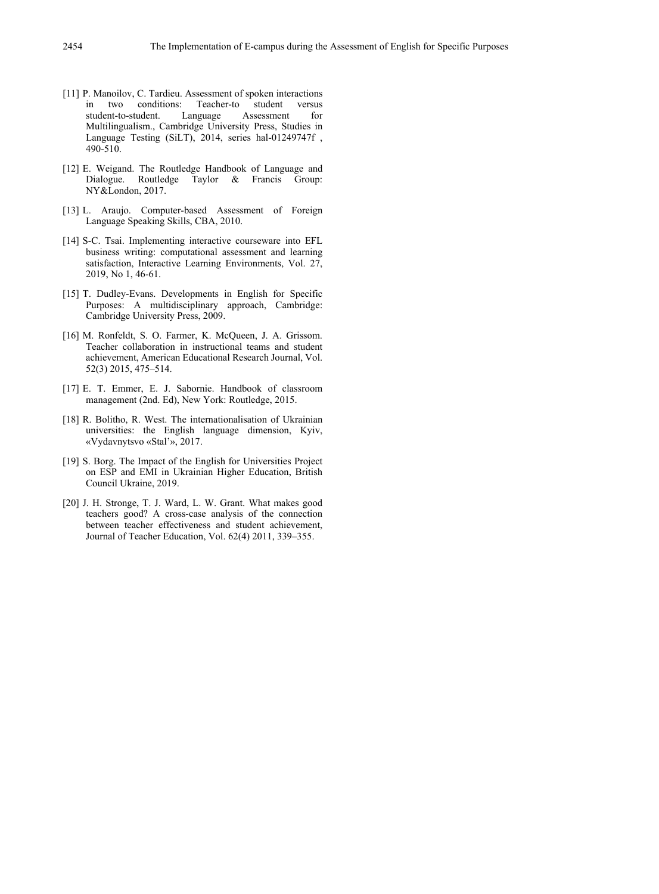[11] P. Manoilov, C. Tardieu. Assessment of spoken interactions in two conditions: Teacher-to student versus student-to-student. Language Assessment for Multilingualism., Cambridge University Press, Studies in Language Testing (SiLT), 2014, series hal-01249747f , 490-510.

[12] E. Weigand. The Routledge Handbook of Language and Dialogue. Routledge Taylor & Francis Group: NY&London, 2017.

[13] L. Araujo. Computer-based Assessment of Foreign Language Speaking Skills, CBA, 2010.

[14] S-C. Tsai. Implementing interactive courseware into EFL business writing: computational assessment and learning satisfaction, Interactive Learning Environments, Vol. 27, 2019, No 1, 46-61.

[15] T. Dudley-Evans. Developments in English for Specific Purposes: A multidisciplinary approach, Cambridge: Cambridge University Press, 2009.

[16] M. Ronfeldt, S. O. Farmer, K. McQueen, J. A. Grissom. Teacher collaboration in instructional teams and student achievement, American Educational Research Journal, Vol. 52(3) 2015, 475–514.

[17] E. T. Emmer, E. J. Sabornie. Handbook of classroom management (2nd. Ed), New York: Routledge, 2015.

[18] R. Bolitho, R. West. The internationalisation of Ukrainian universities: the English language dimension, Kyiv, «Vydavnytsvo «Stal'», 2017.

[19] S. Borg. The Impact of the English for Universities Project on ESP and EMI in Ukrainian Higher Education, British Council Ukraine, 2019.

[20] J. H. Stronge, T. J. Ward, L. W. Grant. What makes good teachers good? A cross-case analysis of the connection between teacher effectiveness and student achievement, Journal of Teacher Education, Vol. 62(4) 2011, 339–355.